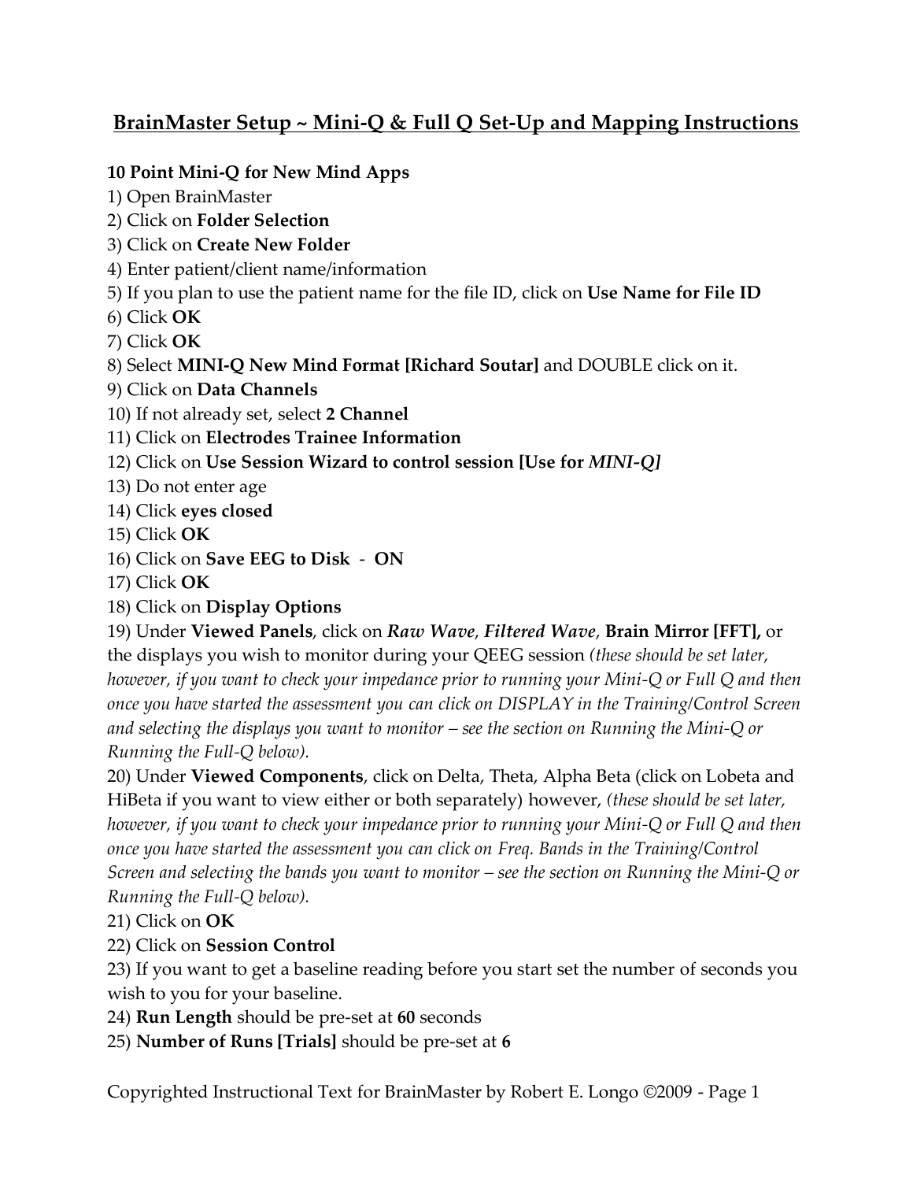# BrainMaster Setup ~ Mini-Q & Full Q Set-Up and Mapping Instructions

**10 Point Mini-Q for New Mind Apps**

1) Open BrainMaster
2) Click on **Folder Selection**
3) Click on **Create New Folder**
4) Enter patient/client name/information
5) If you plan to use the patient name for the file ID, click on **Use Name for File ID**
6) Click **OK**
7) Click **OK**
8) Select **MINI-Q New Mind Format [Richard Soutar]** and DOUBLE click on it.
9) Click on **Data Channels**
10) If not already set, select **2 Channel**
11) Click on **Electrodes Trainee Information**
12) Click on **Use Session Wizard to control session [Use for *MINI-Q]***
13) Do not enter age
14) Click **eyes closed**
15) Click **OK**
16) Click on **Save EEG to Disk - ON**
17) Click **OK**
18) Click on **Display Options**
19) Under **Viewed Panels**, click on ***Raw Wave***, ***Filtered Wave***, **Brain Mirror [FFT],** or the displays you wish to monitor during your QEEG session *(these should be set later, however, if you want to check your impedance prior to running your Mini-Q or Full Q and then once you have started the assessment you can click on DISPLAY in the Training/Control Screen and selecting the displays you want to monitor – see the section on Running the Mini-Q or Running the Full-Q below).*
20) Under **Viewed Components**, click on Delta, Theta, Alpha Beta (click on Lobeta and HiBeta if you want to view either or both separately) however, *(these should be set later, however, if you want to check your impedance prior to running your Mini-Q or Full Q and then once you have started the assessment you can click on Freq. Bands in the Training/Control Screen and selecting the bands you want to monitor – see the section on Running the Mini-Q or Running the Full-Q below).*
21) Click on **OK**
22) Click on **Session Control**
23) If you want to get a baseline reading before you start set the number of seconds you wish to you for your baseline.
24) **Run Length** should be pre-set at **60** seconds
25) **Number of Runs [Trials]** should be pre-set at **6**

Copyrighted Instructional Text for BrainMaster by Robert E. Longo ©2009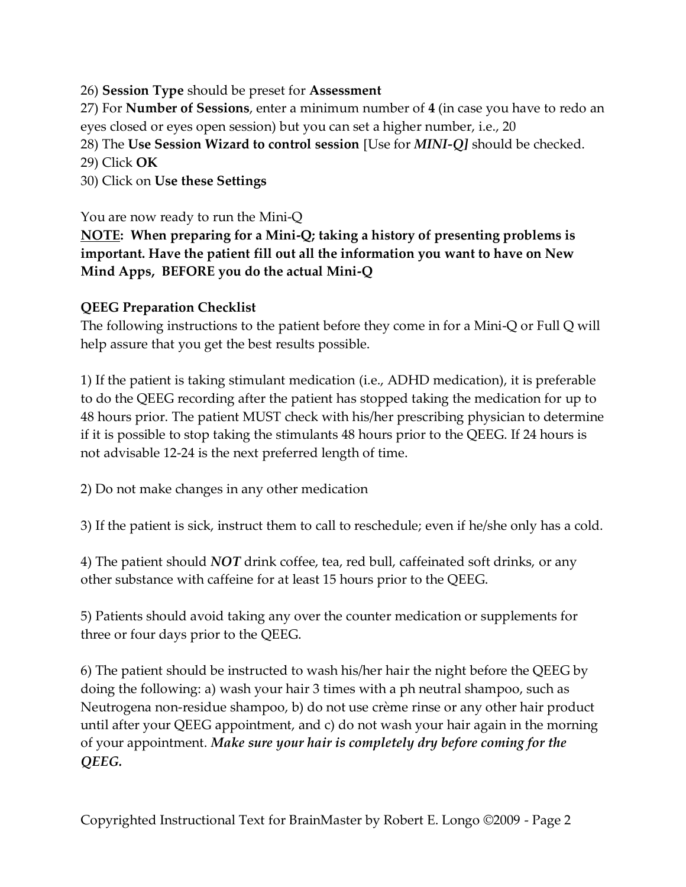26) **Session Type** should be preset for **Assessment**
27) For **Number of Sessions**, enter a minimum number of **4** (in case you have to redo an eyes closed or eyes open session) but you can set a higher number, i.e., 20
28) The **Use Session Wizard to control session** [Use for ***MINI-Q]*** should be checked.
29) Click **OK**
30) Click on **Use these Settings**

You are now ready to run the Mini-Q

**NOTE: When preparing for a Mini-Q; taking a history of presenting problems is important. Have the patient fill out all the information you want to have on New Mind Apps, BEFORE you do the actual Mini-Q**

**QEEG Preparation Checklist**

The following instructions to the patient before they come in for a Mini-Q or Full Q will help assure that you get the best results possible.

1) If the patient is taking stimulant medication (i.e., ADHD medication), it is preferable to do the QEEG recording after the patient has stopped taking the medication for up to 48 hours prior. The patient MUST check with his/her prescribing physician to determine if it is possible to stop taking the stimulants 48 hours prior to the QEEG. If 24 hours is not advisable 12-24 is the next preferred length of time.

2) Do not make changes in any other medication

3) If the patient is sick, instruct them to call to reschedule; even if he/she only has a cold.

4) The patient should ***NOT*** drink coffee, tea, red bull, caffeinated soft drinks, or any other substance with caffeine for at least 15 hours prior to the QEEG.

5) Patients should avoid taking any over the counter medication or supplements for three or four days prior to the QEEG.

6) The patient should be instructed to wash his/her hair the night before the QEEG by doing the following: a) wash your hair 3 times with a ph neutral shampoo, such as Neutrogena non-residue shampoo, b) do not use crème rinse or any other hair product until after your QEEG appointment, and c) do not wash your hair again in the morning of your appointment. ***Make sure your hair is completely dry before coming for the QEEG.***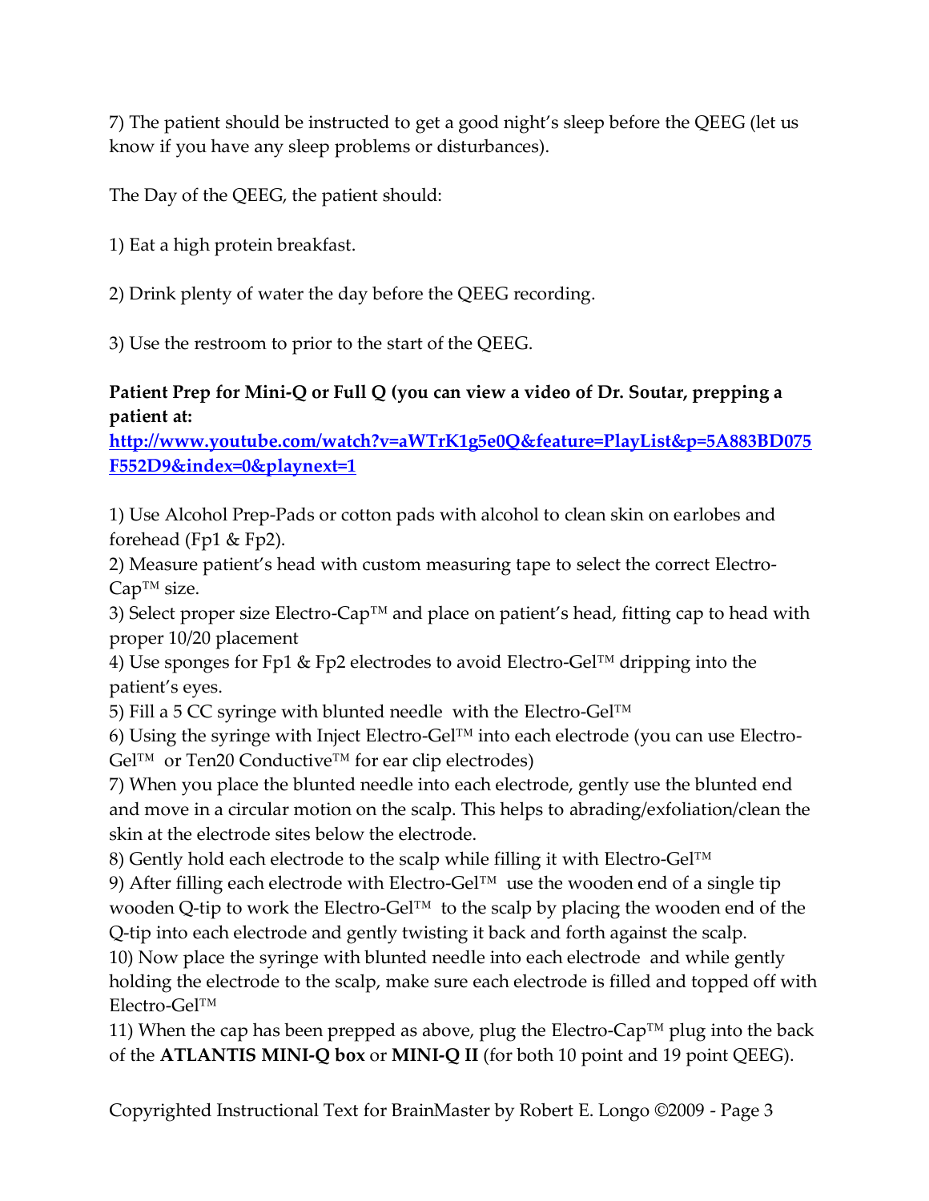7) The patient should be instructed to get a good night's sleep before the QEEG (let us know if you have any sleep problems or disturbances).

The Day of the QEEG, the patient should:

1) Eat a high protein breakfast.

2) Drink plenty of water the day before the QEEG recording.

3) Use the restroom to prior to the start of the QEEG.

**Patient Prep for Mini-Q or Full Q (you can view a video of Dr. Soutar, prepping a patient at:**
**[http://www.youtube.com/watch?v=aWTrK1g5e0Q&feature=PlayList&p=5A883BD075F552D9&index=0&playnext=1](http://www.youtube.com/watch?v=aWTrK1g5e0Q&feature=PlayList&p=5A883BD075F552D9&index=0&playnext=1)**

1) Use Alcohol Prep-Pads or cotton pads with alcohol to clean skin on earlobes and forehead (Fp1 & Fp2).
2) Measure patient's head with custom measuring tape to select the correct Electro-Cap™ size.
3) Select proper size Electro-Cap™ and place on patient's head, fitting cap to head with proper 10/20 placement
4) Use sponges for Fp1 & Fp2 electrodes to avoid Electro-Gel™ dripping into the patient's eyes.
5) Fill a 5 CC syringe with blunted needle with the Electro-Gel™
6) Using the syringe with Inject Electro-Gel™ into each electrode (you can use Electro-Gel™ or Ten20 Conductive™ for ear clip electrodes)
7) When you place the blunted needle into each electrode, gently use the blunted end and move in a circular motion on the scalp. This helps to abrading/exfoliation/clean the skin at the electrode sites below the electrode.
8) Gently hold each electrode to the scalp while filling it with Electro-Gel™
9) After filling each electrode with Electro-Gel™ use the wooden end of a single tip wooden Q-tip to work the Electro-Gel™ to the scalp by placing the wooden end of the Q-tip into each electrode and gently twisting it back and forth against the scalp.
10) Now place the syringe with blunted needle into each electrode and while gently holding the electrode to the scalp, make sure each electrode is filled and topped off with Electro-Gel™
11) When the cap has been prepped as above, plug the Electro-Cap™ plug into the back of the **ATLANTIS MINI-Q box** or **MINI-Q II** (for both 10 point and 19 point QEEG).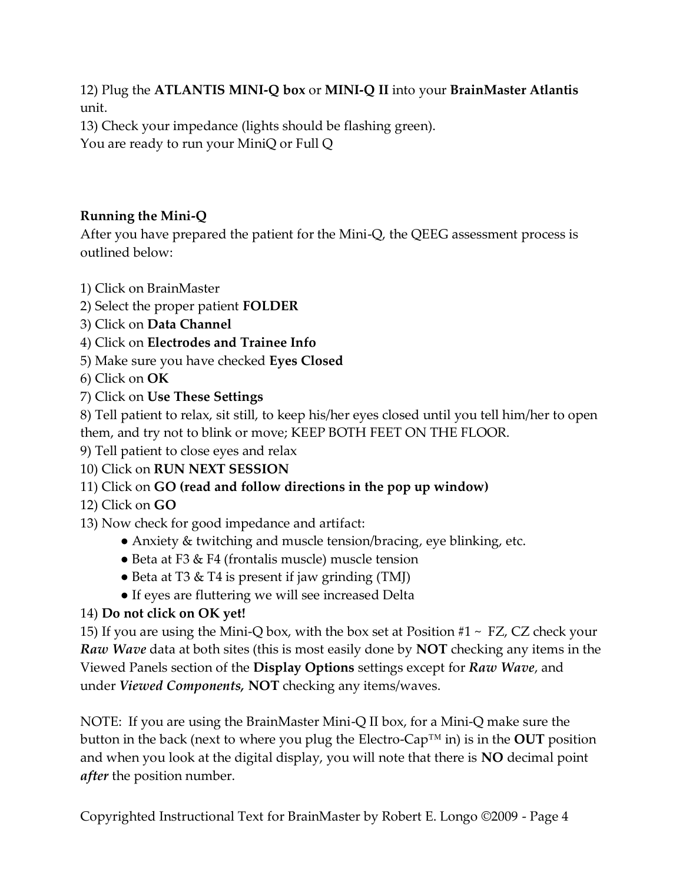12) Plug the **ATLANTIS MINI-Q box** or **MINI-Q II** into your **BrainMaster Atlantis** unit.

13) Check your impedance (lights should be flashing green).

You are ready to run your MiniQ or Full Q

**Running the Mini-Q**

After you have prepared the patient for the Mini-Q, the QEEG assessment process is outlined below:

1) Click on BrainMaster
2) Select the proper patient **FOLDER**
3) Click on **Data Channel**
4) Click on **Electrodes and Trainee Info**
5) Make sure you have checked **Eyes Closed**
6) Click on **OK**
7) Click on **Use These Settings**
8) Tell patient to relax, sit still, to keep his/her eyes closed until you tell him/her to open them, and try not to blink or move; KEEP BOTH FEET ON THE FLOOR.
9) Tell patient to close eyes and relax
10) Click on **RUN NEXT SESSION**
11) Click on **GO (read and follow directions in the pop up window)**
12) Click on **GO**
13) Now check for good impedance and artifact:
    - Anxiety & twitching and muscle tension/bracing, eye blinking, etc.
    - Beta at F3 & F4 (frontalis muscle) muscle tension
    - Beta at T3 & T4 is present if jaw grinding (TMJ)
    - If eyes are fluttering we will see increased Delta
14) **Do not click on OK yet!**
15) If you are using the Mini-Q box, with the box set at Position #1 ~ FZ, CZ check your ***Raw Wave*** data at both sites (this is most easily done by **NOT** checking any items in the Viewed Panels section of the **Display Options** settings except for ***Raw Wave***, and under ***Viewed Components,*** **NOT** checking any items/waves.

NOTE: If you are using the BrainMaster Mini-Q II box, for a Mini-Q make sure the button in the back (next to where you plug the Electro-Cap™ in) is in the **OUT** position and when you look at the digital display, you will note that there is **NO** decimal point ***after*** the position number.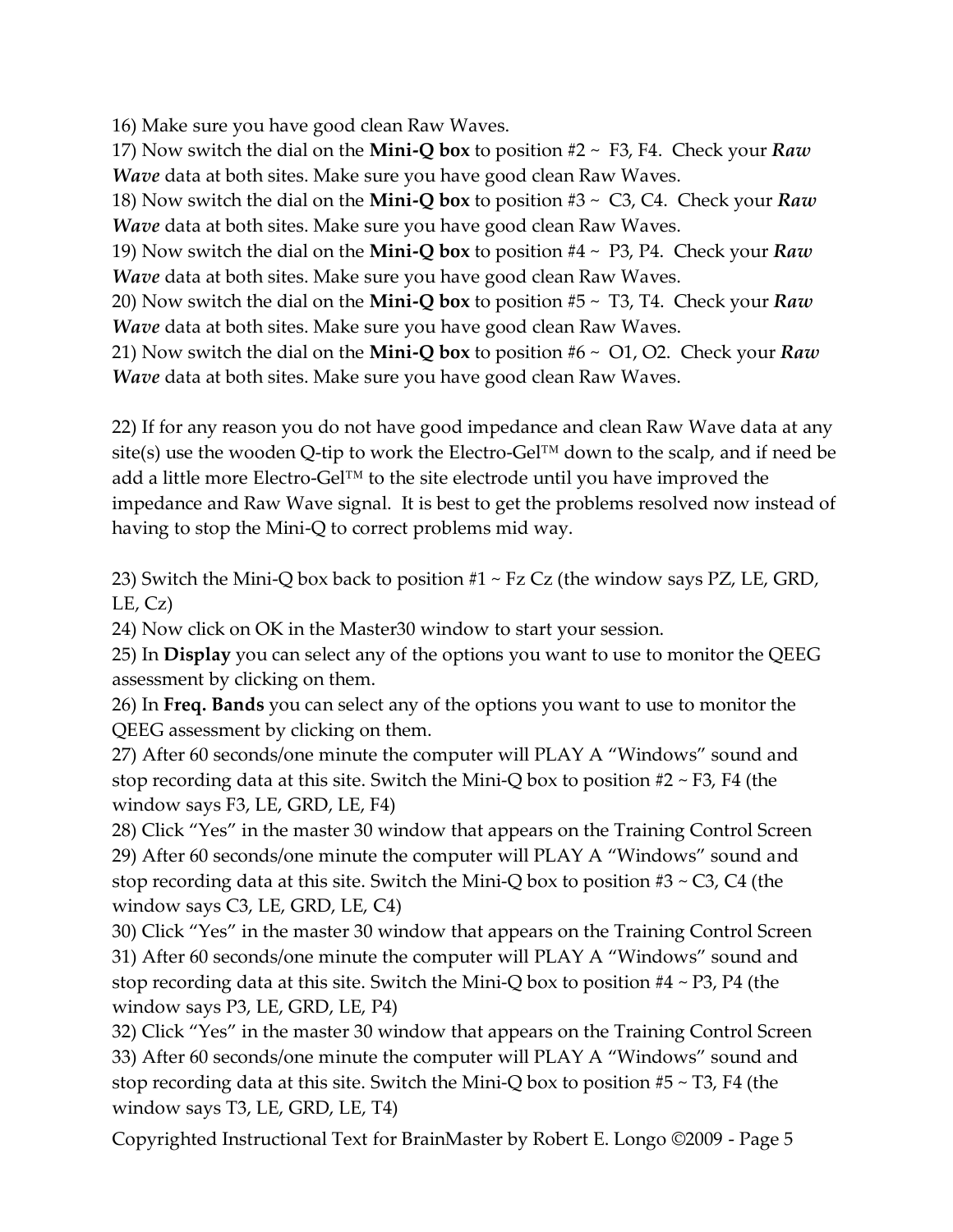16) Make sure you have good clean Raw Waves.
17) Now switch the dial on the **Mini-Q box** to position #2 ~ F3, F4. Check your ***Raw Wave*** data at both sites. Make sure you have good clean Raw Waves.
18) Now switch the dial on the **Mini-Q box** to position #3 ~ C3, C4. Check your ***Raw Wave*** data at both sites. Make sure you have good clean Raw Waves.
19) Now switch the dial on the **Mini-Q box** to position #4 ~ P3, P4. Check your ***Raw Wave*** data at both sites. Make sure you have good clean Raw Waves.
20) Now switch the dial on the **Mini-Q box** to position #5 ~ T3, T4. Check your ***Raw Wave*** data at both sites. Make sure you have good clean Raw Waves.
21) Now switch the dial on the **Mini-Q box** to position #6 ~ O1, O2. Check your ***Raw Wave*** data at both sites. Make sure you have good clean Raw Waves.

22) If for any reason you do not have good impedance and clean Raw Wave data at any site(s) use the wooden Q-tip to work the Electro-Gel™ down to the scalp, and if need be add a little more Electro-Gel™ to the site electrode until you have improved the impedance and Raw Wave signal. It is best to get the problems resolved now instead of having to stop the Mini-Q to correct problems mid way.

23) Switch the Mini-Q box back to position #1 ~ Fz Cz (the window says PZ, LE, GRD, LE, Cz)
24) Now click on OK in the Master30 window to start your session.
25) In **Display** you can select any of the options you want to use to monitor the QEEG assessment by clicking on them.
26) In **Freq. Bands** you can select any of the options you want to use to monitor the QEEG assessment by clicking on them.
27) After 60 seconds/one minute the computer will PLAY A "Windows" sound and stop recording data at this site. Switch the Mini-Q box to position #2 ~ F3, F4 (the window says F3, LE, GRD, LE, F4)
28) Click "Yes" in the master 30 window that appears on the Training Control Screen
29) After 60 seconds/one minute the computer will PLAY A "Windows" sound and stop recording data at this site. Switch the Mini-Q box to position #3 ~ C3, C4 (the window says C3, LE, GRD, LE, C4)
30) Click "Yes" in the master 30 window that appears on the Training Control Screen
31) After 60 seconds/one minute the computer will PLAY A "Windows" sound and stop recording data at this site. Switch the Mini-Q box to position #4 ~ P3, P4 (the window says P3, LE, GRD, LE, P4)
32) Click "Yes" in the master 30 window that appears on the Training Control Screen
33) After 60 seconds/one minute the computer will PLAY A "Windows" sound and stop recording data at this site. Switch the Mini-Q box to position #5 ~ T3, F4 (the window says T3, LE, GRD, LE, T4)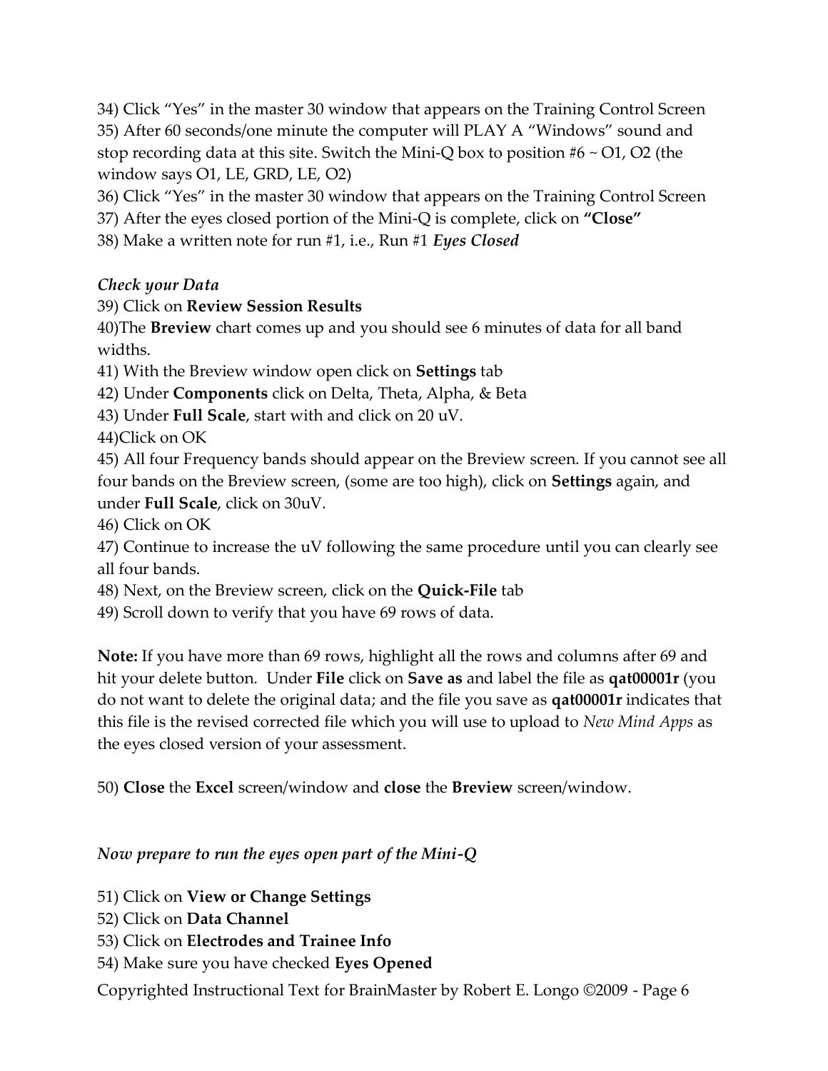34) Click "Yes" in the master 30 window that appears on the Training Control Screen
35) After 60 seconds/one minute the computer will PLAY A "Windows" sound and stop recording data at this site. Switch the Mini-Q box to position #6 ~ O1, O2 (the window says O1, LE, GRD, LE, O2)
36) Click "Yes" in the master 30 window that appears on the Training Control Screen
37) After the eyes closed portion of the Mini-Q is complete, click on **"Close"**
38) Make a written note for run #1, i.e., Run #1 ***Eyes Closed***

*Check your Data*

39) Click on **Review Session Results**
40)The **Breview** chart comes up and you should see 6 minutes of data for all band widths.
41) With the Breview window open click on **Settings** tab
42) Under **Components** click on Delta, Theta, Alpha, & Beta
43) Under **Full Scale**, start with and click on 20 uV.
44)Click on OK
45) All four Frequency bands should appear on the Breview screen. If you cannot see all four bands on the Breview screen, (some are too high), click on **Settings** again, and under **Full Scale**, click on 30uV.
46) Click on OK
47) Continue to increase the uV following the same procedure until you can clearly see all four bands.
48) Next, on the Breview screen, click on the **Quick-File** tab
49) Scroll down to verify that you have 69 rows of data.

**Note:** If you have more than 69 rows, highlight all the rows and columns after 69 and hit your delete button. Under **File** click on **Save as** and label the file as **qat00001r** (you do not want to delete the original data; and the file you save as **qat00001r** indicates that this file is the revised corrected file which you will use to upload to *New Mind Apps* as the eyes closed version of your assessment.

50) **Close** the **Excel** screen/window and **close** the **Breview** screen/window.

*Now prepare to run the eyes open part of the Mini-Q*

51) Click on **View or Change Settings**
52) Click on **Data Channel**
53) Click on **Electrodes and Trainee Info**
54) Make sure you have checked **Eyes Opened**

Copyrighted Instructional Text for BrainMaster by Robert E. Longo ©2009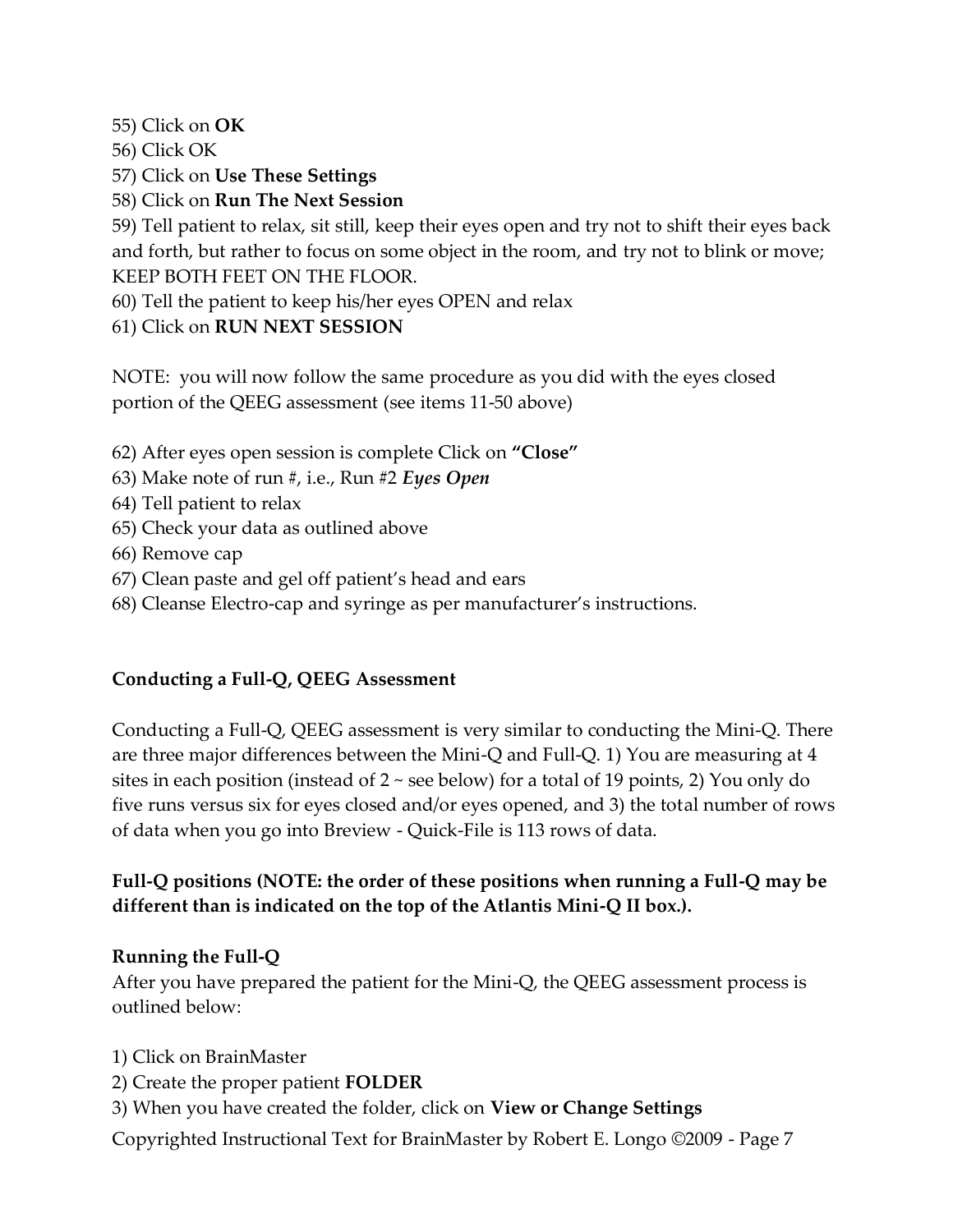55) Click on **OK**

56) Click OK

57) Click on **Use These Settings**

58) Click on **Run The Next Session**

59) Tell patient to relax, sit still, keep their eyes open and try not to shift their eyes back and forth, but rather to focus on some object in the room, and try not to blink or move; KEEP BOTH FEET ON THE FLOOR.

60) Tell the patient to keep his/her eyes OPEN and relax

61) Click on **RUN NEXT SESSION**

NOTE: you will now follow the same procedure as you did with the eyes closed portion of the QEEG assessment (see items 11-50 above)

62) After eyes open session is complete Click on **"Close"**

63) Make note of run #, i.e., Run #2 ***Eyes Open***

64) Tell patient to relax

65) Check your data as outlined above

66) Remove cap

67) Clean paste and gel off patient's head and ears

68) Cleanse Electro-cap and syringe as per manufacturer's instructions.

### Conducting a Full-Q, QEEG Assessment

Conducting a Full-Q, QEEG assessment is very similar to conducting the Mini-Q. There are three major differences between the Mini-Q and Full-Q. 1) You are measuring at 4 sites in each position (instead of 2 ~ see below) for a total of 19 points, 2) You only do five runs versus six for eyes closed and/or eyes opened, and 3) the total number of rows of data when you go into Breview - Quick-File is 113 rows of data.

**Full-Q positions (NOTE: the order of these positions when running a Full-Q may be different than is indicated on the top of the Atlantis Mini-Q II box.).**

### Running the Full-Q

After you have prepared the patient for the Mini-Q, the QEEG assessment process is outlined below:

1) Click on BrainMaster

2) Create the proper patient **FOLDER**

3) When you have created the folder, click on **View or Change Settings**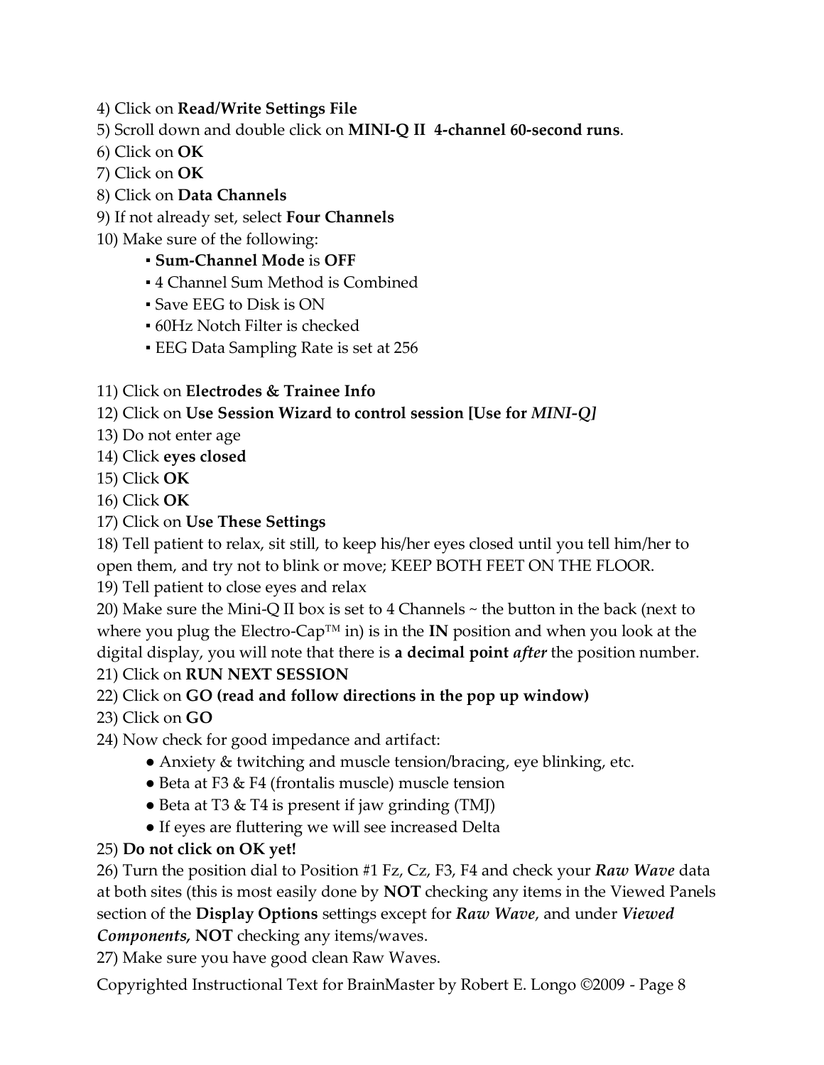4) Click on **Read/Write Settings File**

5) Scroll down and double click on **MINI-Q II 4-channel 60-second runs**.

6) Click on **OK**

7) Click on **OK**

8) Click on **Data Channels**

9) If not already set, select **Four Channels**

10) Make sure of the following:

- **Sum-Channel Mode** is **OFF**
- 4 Channel Sum Method is Combined
- Save EEG to Disk is ON
- 60Hz Notch Filter is checked
- EEG Data Sampling Rate is set at 256

11) Click on **Electrodes & Trainee Info**

12) Click on **Use Session Wizard to control session [Use for *MINI-Q]***

13) Do not enter age

14) Click **eyes closed**

15) Click **OK**

16) Click **OK**

17) Click on **Use These Settings**

18) Tell patient to relax, sit still, to keep his/her eyes closed until you tell him/her to open them, and try not to blink or move; KEEP BOTH FEET ON THE FLOOR.

19) Tell patient to close eyes and relax

20) Make sure the Mini-Q II box is set to 4 Channels ~ the button in the back (next to where you plug the Electro-Cap™ in) is in the **IN** position and when you look at the digital display, you will note that there is **a decimal point *after*** the position number.

21) Click on **RUN NEXT SESSION**

22) Click on **GO (read and follow directions in the pop up window)**

23) Click on **GO**

24) Now check for good impedance and artifact:

- Anxiety & twitching and muscle tension/bracing, eye blinking, etc.
- Beta at F3 & F4 (frontalis muscle) muscle tension
- Beta at T3 & T4 is present if jaw grinding (TMJ)
- If eyes are fluttering we will see increased Delta

25) **Do not click on OK yet!**

26) Turn the position dial to Position #1 Fz, Cz, F3, F4 and check your ***Raw Wave*** data at both sites (this is most easily done by **NOT** checking any items in the Viewed Panels section of the **Display Options** settings except for *Raw Wave*, and under ***Viewed Components*, NOT** checking any items/waves.

27) Make sure you have good clean Raw Waves.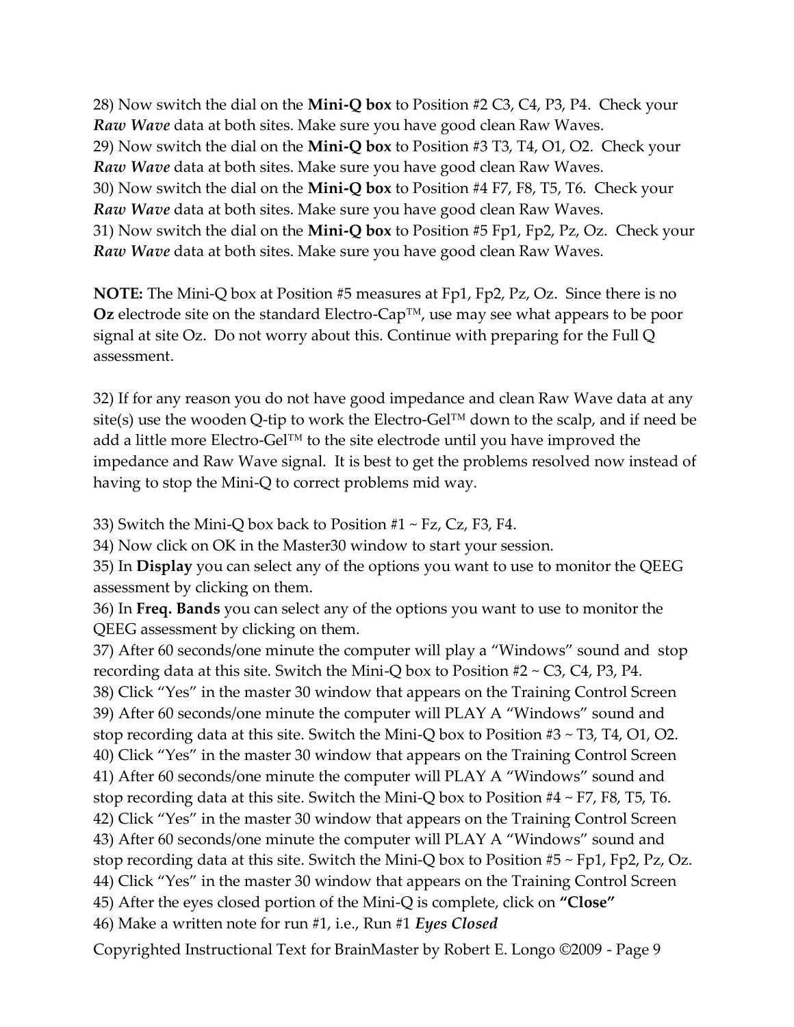28) Now switch the dial on the **Mini-Q box** to Position #2 C3, C4, P3, P4. Check your ***Raw Wave*** data at both sites. Make sure you have good clean Raw Waves.
29) Now switch the dial on the **Mini-Q box** to Position #3 T3, T4, O1, O2. Check your ***Raw Wave*** data at both sites. Make sure you have good clean Raw Waves.
30) Now switch the dial on the **Mini-Q box** to Position #4 F7, F8, T5, T6. Check your ***Raw Wave*** data at both sites. Make sure you have good clean Raw Waves.
31) Now switch the dial on the **Mini-Q box** to Position #5 Fp1, Fp2, Pz, Oz. Check your ***Raw Wave*** data at both sites. Make sure you have good clean Raw Waves.

**NOTE:** The Mini-Q box at Position #5 measures at Fp1, Fp2, Pz, Oz. Since there is no **Oz** electrode site on the standard Electro-Cap™, use may see what appears to be poor signal at site Oz. Do not worry about this. Continue with preparing for the Full Q assessment.

32) If for any reason you do not have good impedance and clean Raw Wave data at any site(s) use the wooden Q-tip to work the Electro-Gel™ down to the scalp, and if need be add a little more Electro-Gel™ to the site electrode until you have improved the impedance and Raw Wave signal. It is best to get the problems resolved now instead of having to stop the Mini-Q to correct problems mid way.

33) Switch the Mini-Q box back to Position #1 ~ Fz, Cz, F3, F4.
34) Now click on OK in the Master30 window to start your session.
35) In **Display** you can select any of the options you want to use to monitor the QEEG assessment by clicking on them.
36) In **Freq. Bands** you can select any of the options you want to use to monitor the QEEG assessment by clicking on them.
37) After 60 seconds/one minute the computer will play a "Windows" sound and stop recording data at this site. Switch the Mini-Q box to Position #2 ~ C3, C4, P3, P4.
38) Click "Yes" in the master 30 window that appears on the Training Control Screen
39) After 60 seconds/one minute the computer will PLAY A "Windows" sound and stop recording data at this site. Switch the Mini-Q box to Position #3 ~ T3, T4, O1, O2.
40) Click "Yes" in the master 30 window that appears on the Training Control Screen
41) After 60 seconds/one minute the computer will PLAY A "Windows" sound and stop recording data at this site. Switch the Mini-Q box to Position #4 ~ F7, F8, T5, T6.
42) Click "Yes" in the master 30 window that appears on the Training Control Screen
43) After 60 seconds/one minute the computer will PLAY A "Windows" sound and stop recording data at this site. Switch the Mini-Q box to Position #5 ~ Fp1, Fp2, Pz, Oz.
44) Click "Yes" in the master 30 window that appears on the Training Control Screen
45) After the eyes closed portion of the Mini-Q is complete, click on **"Close"**
46) Make a written note for run #1, i.e., Run #1 ***Eyes Closed***

Copyrighted Instructional Text for BrainMaster by Robert E. Longo ©2009 - Page 9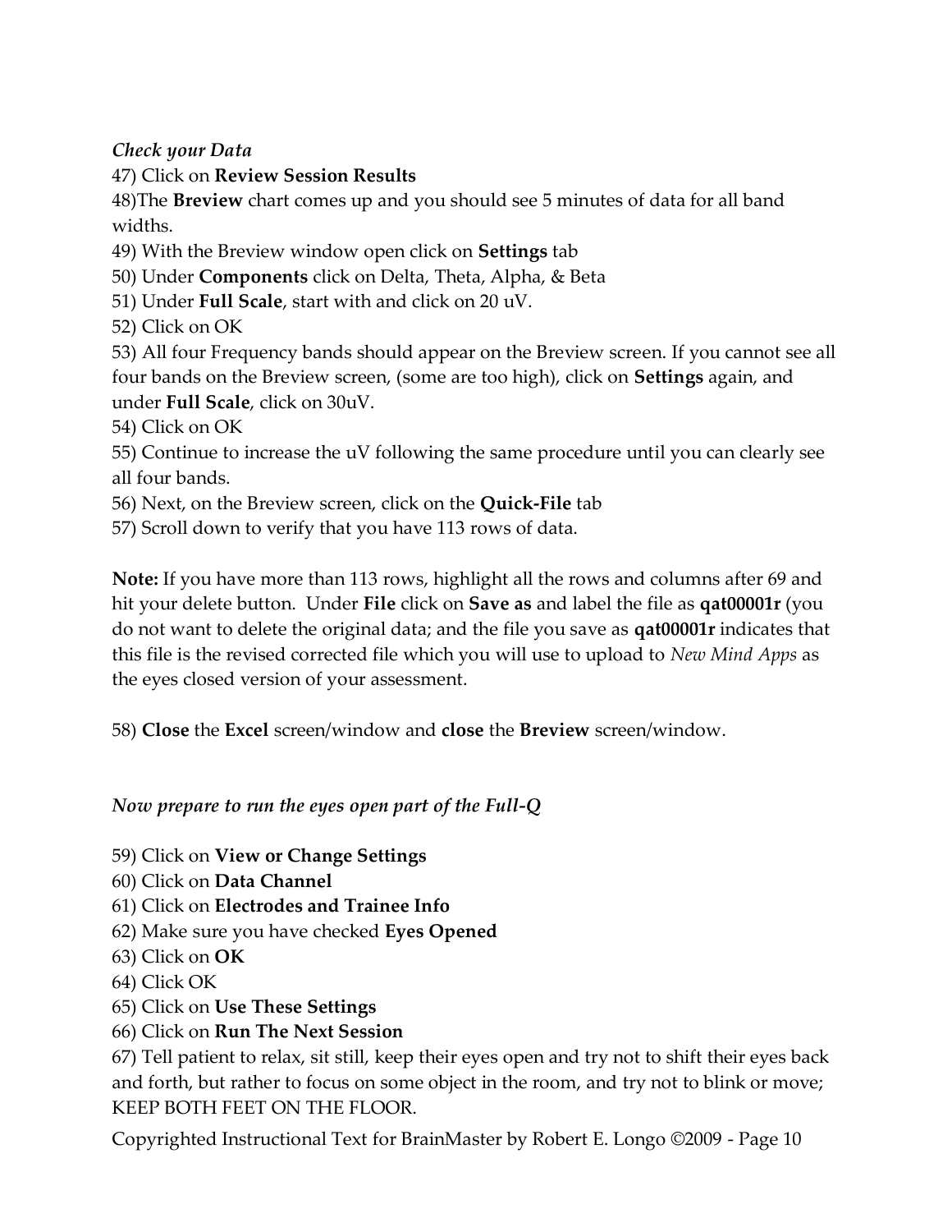*Check your Data*

47) Click on **Review Session Results**

48)The **Breview** chart comes up and you should see 5 minutes of data for all band widths.

49) With the Breview window open click on **Settings** tab

50) Under **Components** click on Delta, Theta, Alpha, & Beta

51) Under **Full Scale**, start with and click on 20 uV.

52) Click on OK

53) All four Frequency bands should appear on the Breview screen. If you cannot see all four bands on the Breview screen, (some are too high), click on **Settings** again, and under **Full Scale**, click on 30uV.

54) Click on OK

55) Continue to increase the uV following the same procedure until you can clearly see all four bands.

56) Next, on the Breview screen, click on the **Quick-File** tab

57) Scroll down to verify that you have 113 rows of data.

**Note:** If you have more than 113 rows, highlight all the rows and columns after 69 and hit your delete button. Under **File** click on **Save as** and label the file as **qat00001r** (you do not want to delete the original data; and the file you save as **qat00001r** indicates that this file is the revised corrected file which you will use to upload to *New Mind Apps* as the eyes closed version of your assessment.

58) **Close** the **Excel** screen/window and **close** the **Breview** screen/window.

*Now prepare to run the eyes open part of the Full-Q*

59) Click on **View or Change Settings**

60) Click on **Data Channel**

61) Click on **Electrodes and Trainee Info**

62) Make sure you have checked **Eyes Opened**

63) Click on **OK**

64) Click OK

65) Click on **Use These Settings**

66) Click on **Run The Next Session**

67) Tell patient to relax, sit still, keep their eyes open and try not to shift their eyes back and forth, but rather to focus on some object in the room, and try not to blink or move; KEEP BOTH FEET ON THE FLOOR.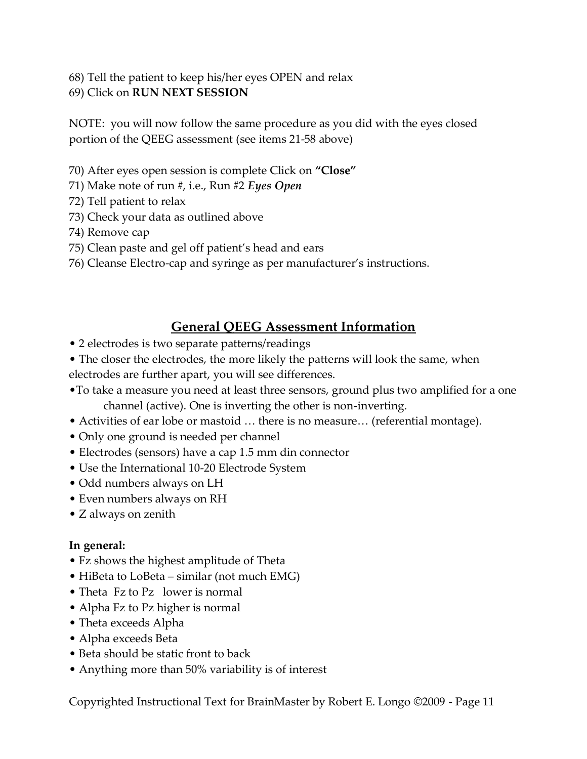68) Tell the patient to keep his/her eyes OPEN and relax
69) Click on **RUN NEXT SESSION**

NOTE: you will now follow the same procedure as you did with the eyes closed portion of the QEEG assessment (see items 21-58 above)

70) After eyes open session is complete Click on **"Close"**
71) Make note of run #, i.e., Run #2 ***Eyes Open***
72) Tell patient to relax
73) Check your data as outlined above
74) Remove cap
75) Clean paste and gel off patient's head and ears
76) Cleanse Electro-cap and syringe as per manufacturer's instructions.

## General QEEG Assessment Information

- 2 electrodes is two separate patterns/readings
- The closer the electrodes, the more likely the patterns will look the same, when electrodes are further apart, you will see differences.
- To take a measure you need at least three sensors, ground plus two amplified for a one channel (active). One is inverting the other is non-inverting.
- Activities of ear lobe or mastoid … there is no measure… (referential montage).
- Only one ground is needed per channel
- Electrodes (sensors) have a cap 1.5 mm din connector
- Use the International 10-20 Electrode System
- Odd numbers always on LH
- Even numbers always on RH
- Z always on zenith

**In general:**

- Fz shows the highest amplitude of Theta
- HiBeta to LoBeta – similar (not much EMG)
- Theta Fz to Pz lower is normal
- Alpha Fz to Pz higher is normal
- Theta exceeds Alpha
- Alpha exceeds Beta
- Beta should be static front to back
- Anything more than 50% variability is of interest

Copyrighted Instructional Text for BrainMaster by Robert E. Longo ©2009 - Page 11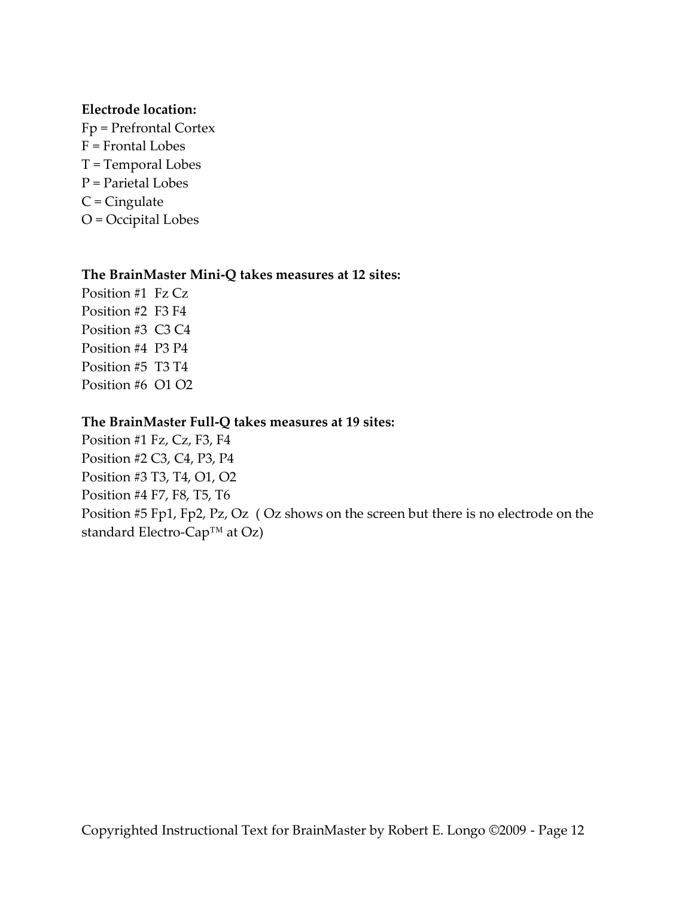**Electrode location:**

Fp = Prefrontal Cortex
F = Frontal Lobes
T = Temporal Lobes
P = Parietal Lobes
C = Cingulate
O = Occipital Lobes

**The BrainMaster Mini-Q takes measures at 12 sites:**

Position #1 Fz Cz
Position #2 F3 F4
Position #3 C3 C4
Position #4 P3 P4
Position #5 T3 T4
Position #6 O1 O2

**The BrainMaster Full-Q takes measures at 19 sites:**

Position #1 Fz, Cz, F3, F4
Position #2 C3, C4, P3, P4
Position #3 T3, T4, O1, O2
Position #4 F7, F8, T5, T6
Position #5 Fp1, Fp2, Pz, Oz ( Oz shows on the screen but there is no electrode on the standard Electro-Cap™ at Oz)